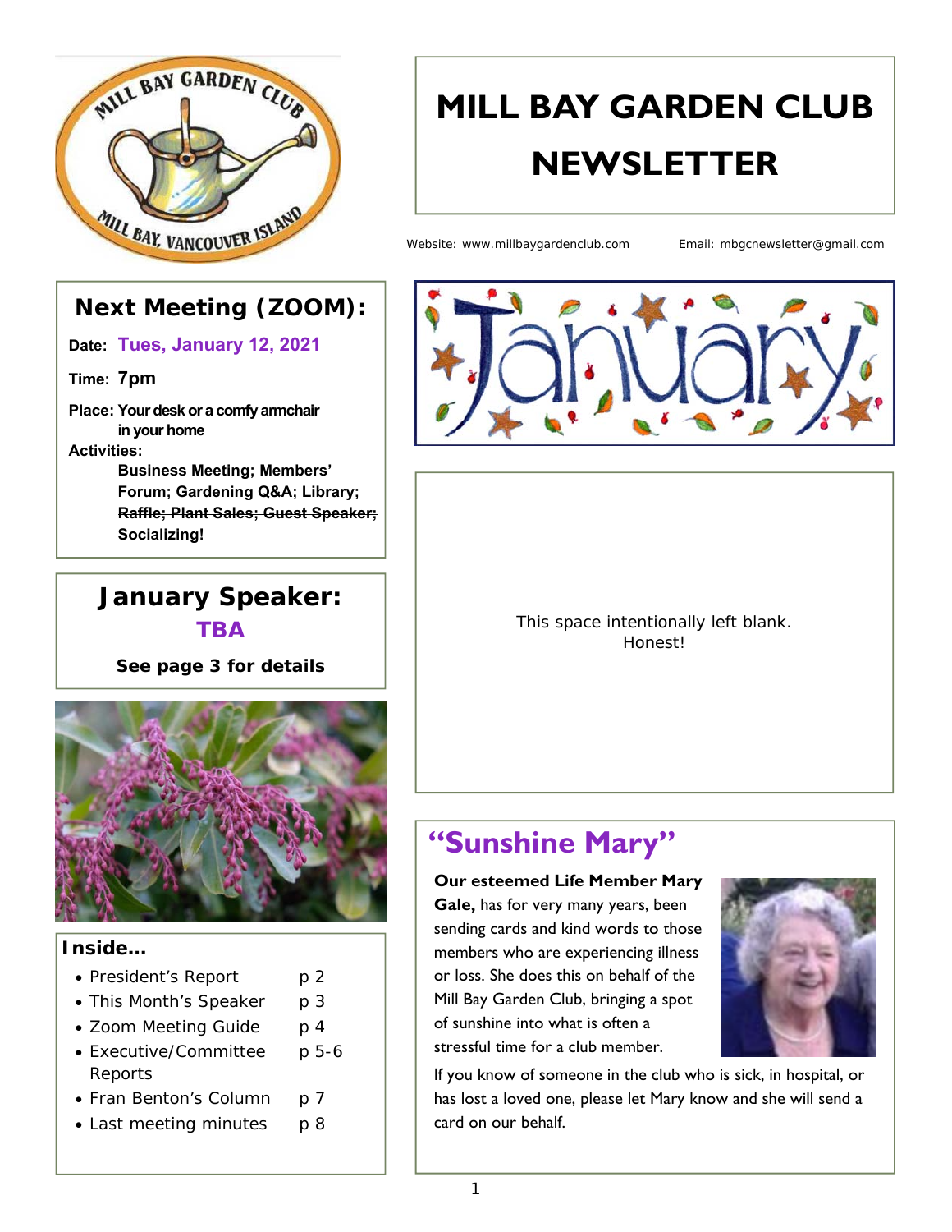# MILL BAY GARDEN CLUB NEWSLETTER

Website: www.millbaygardenclub.com Email: mbgcnewsletter@gmail.com

## Next Meeting (ZOOM):

**Date:** Tues, January 12, 2021

**Time:** 7pm

**Place:** Your desk or a comfy armchair in your home

**Activities:**

**Business Meeting; Members' Forum; Gardening Q&A; ~~Library; Raffle; Plant Sales; Guest Speaker; Socializing!~~**

## January Speaker:

**TBA**

**See page 3 for details**

### Inside...

- President's Report p 2
- This Month's Speaker p 3
- Zoom Meeting Guide p 4
- Executive/Committee Reports p 5-6
- Fran Benton's Column p 7
- Last meeting minutes p 8

This space intentionally left blank. Honest!

## "Sunshine Mary"

**Our esteemed Life Member Mary Gale,** has for very many years, been sending cards and kind words to those members who are experiencing illness or loss. She does this on behalf of the Mill Bay Garden Club, bringing a spot of sunshine into what is often a stressful time for a club member.

If you know of someone in the club who is sick, in hospital, or has lost a loved one, please let Mary know and she will send a card on our behalf.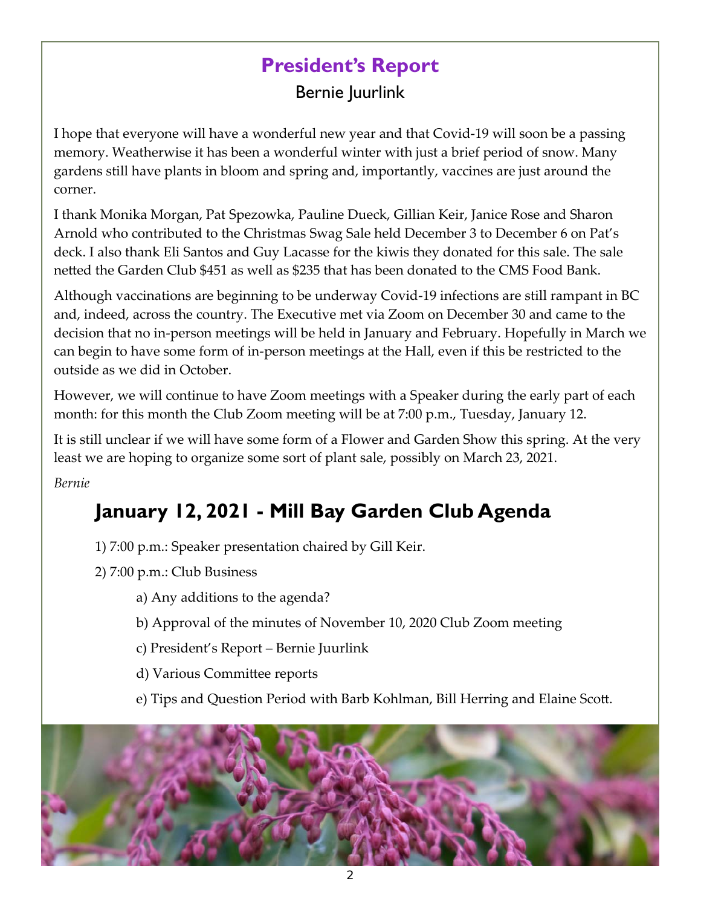## President's Report

Bernie Juurlink

I hope that everyone will have a wonderful new year and that Covid-19 will soon be a passing memory. Weatherwise it has been a wonderful winter with just a brief period of snow. Many gardens still have plants in bloom and spring and, importantly, vaccines are just around the corner.

I thank Monika Morgan, Pat Spezowka, Pauline Dueck, Gillian Keir, Janice Rose and Sharon Arnold who contributed to the Christmas Swag Sale held December 3 to December 6 on Pat's deck. I also thank Eli Santos and Guy Lacasse for the kiwis they donated for this sale. The sale netted the Garden Club $451 as well as $235 that has been donated to the CMS Food Bank.

Although vaccinations are beginning to be underway Covid-19 infections are still rampant in BC and, indeed, across the country. The Executive met via Zoom on December 30 and came to the decision that no in-person meetings will be held in January and February. Hopefully in March we can begin to have some form of in-person meetings at the Hall, even if this be restricted to the outside as we did in October.

However, we will continue to have Zoom meetings with a Speaker during the early part of each month: for this month the Club Zoom meeting will be at 7:00 p.m., Tuesday, January 12.

It is still unclear if we will have some form of a Flower and Garden Show this spring. At the very least we are hoping to organize some sort of plant sale, possibly on March 23, 2021.

*Bernie*

## January 12, 2021 - Mill Bay Garden Club Agenda

1) 7:00 p.m.: Speaker presentation chaired by Gill Keir.

2) 7:00 p.m.: Club Business

- a) Any additions to the agenda?
- b) Approval of the minutes of November 10, 2020 Club Zoom meeting
- c) President's Report – Bernie Juurlink
- d) Various Committee reports
- e) Tips and Question Period with Barb Kohlman, Bill Herring and Elaine Scott.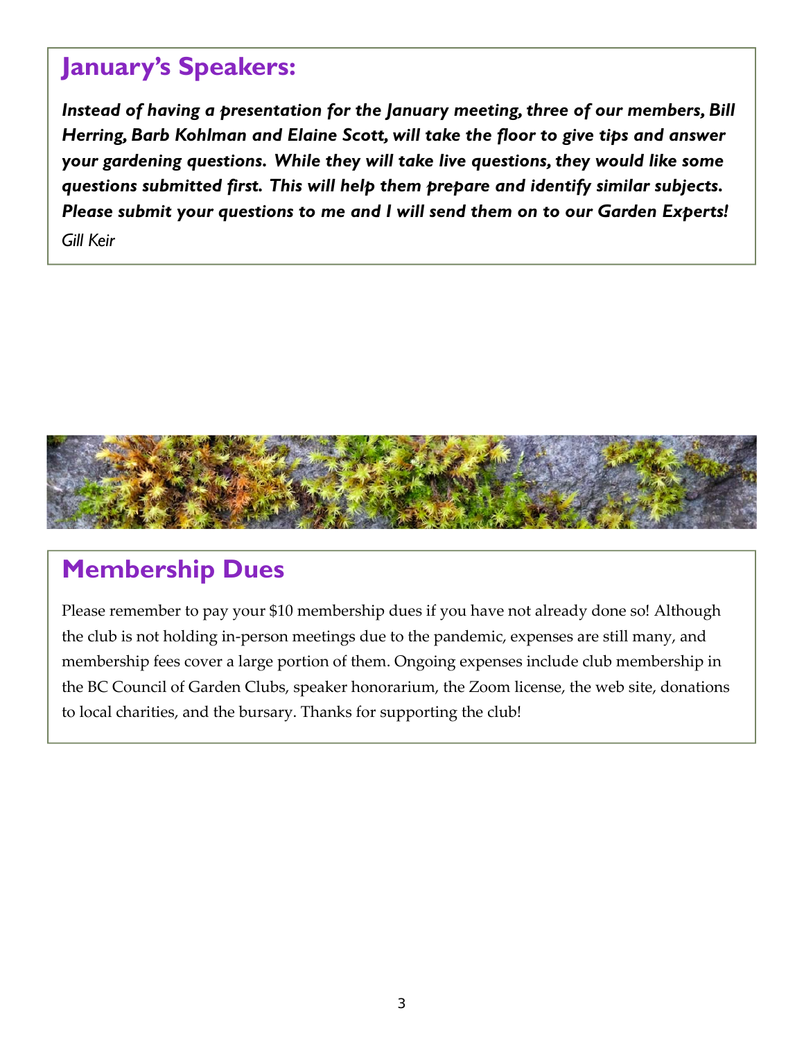## January's Speakers:

***Instead of having a presentation for the January meeting, three of our members, Bill Herring, Barb Kohlman and Elaine Scott, will take the floor to give tips and answer your gardening questions. While they will take live questions, they would like some questions submitted first. This will help them prepare and identify similar subjects. Please submit your questions to me and I will send them on to our Garden Experts!***

*Gill Keir*

## Membership Dues

Please remember to pay your $10 membership dues if you have not already done so! Although the club is not holding in-person meetings due to the pandemic, expenses are still many, and membership fees cover a large portion of them. Ongoing expenses include club membership in the BC Council of Garden Clubs, speaker honorarium, the Zoom license, the web site, donations to local charities, and the bursary. Thanks for supporting the club!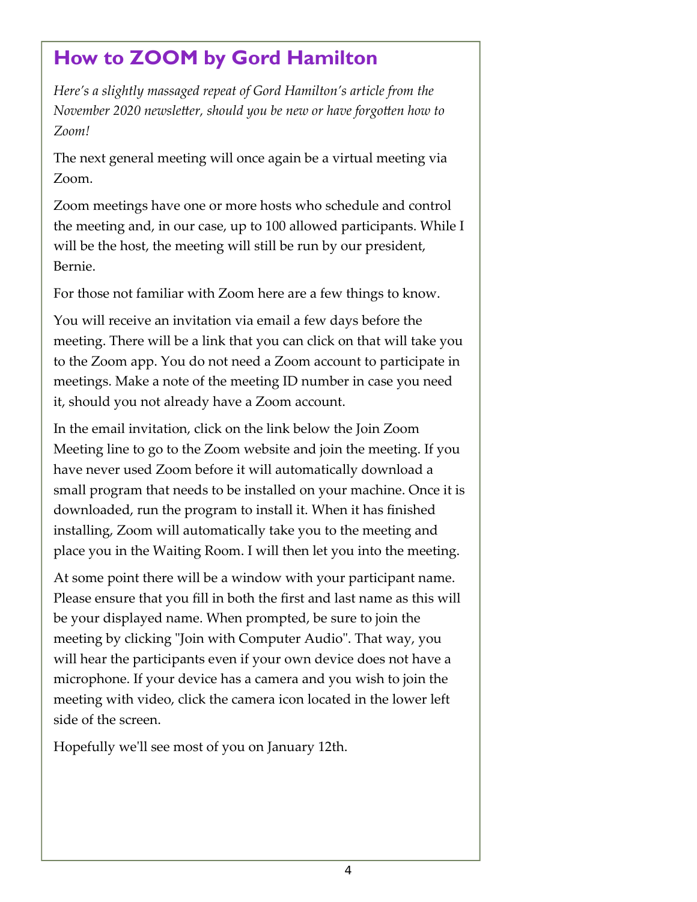## How to ZOOM by Gord Hamilton

*Here's a slightly massaged repeat of Gord Hamilton's article from the November 2020 newsletter, should you be new or have forgotten how to Zoom!*

The next general meeting will once again be a virtual meeting via Zoom.

Zoom meetings have one or more hosts who schedule and control the meeting and, in our case, up to 100 allowed participants. While I will be the host, the meeting will still be run by our president, Bernie.

For those not familiar with Zoom here are a few things to know.

You will receive an invitation via email a few days before the meeting. There will be a link that you can click on that will take you to the Zoom app. You do not need a Zoom account to participate in meetings. Make a note of the meeting ID number in case you need it, should you not already have a Zoom account.

In the email invitation, click on the link below the Join Zoom Meeting line to go to the Zoom website and join the meeting. If you have never used Zoom before it will automatically download a small program that needs to be installed on your machine. Once it is downloaded, run the program to install it. When it has finished installing, Zoom will automatically take you to the meeting and place you in the Waiting Room. I will then let you into the meeting.

At some point there will be a window with your participant name. Please ensure that you fill in both the first and last name as this will be your displayed name. When prompted, be sure to join the meeting by clicking "Join with Computer Audio". That way, you will hear the participants even if your own device does not have a microphone. If your device has a camera and you wish to join the meeting with video, click the camera icon located in the lower left side of the screen.

Hopefully we'll see most of you on January 12th.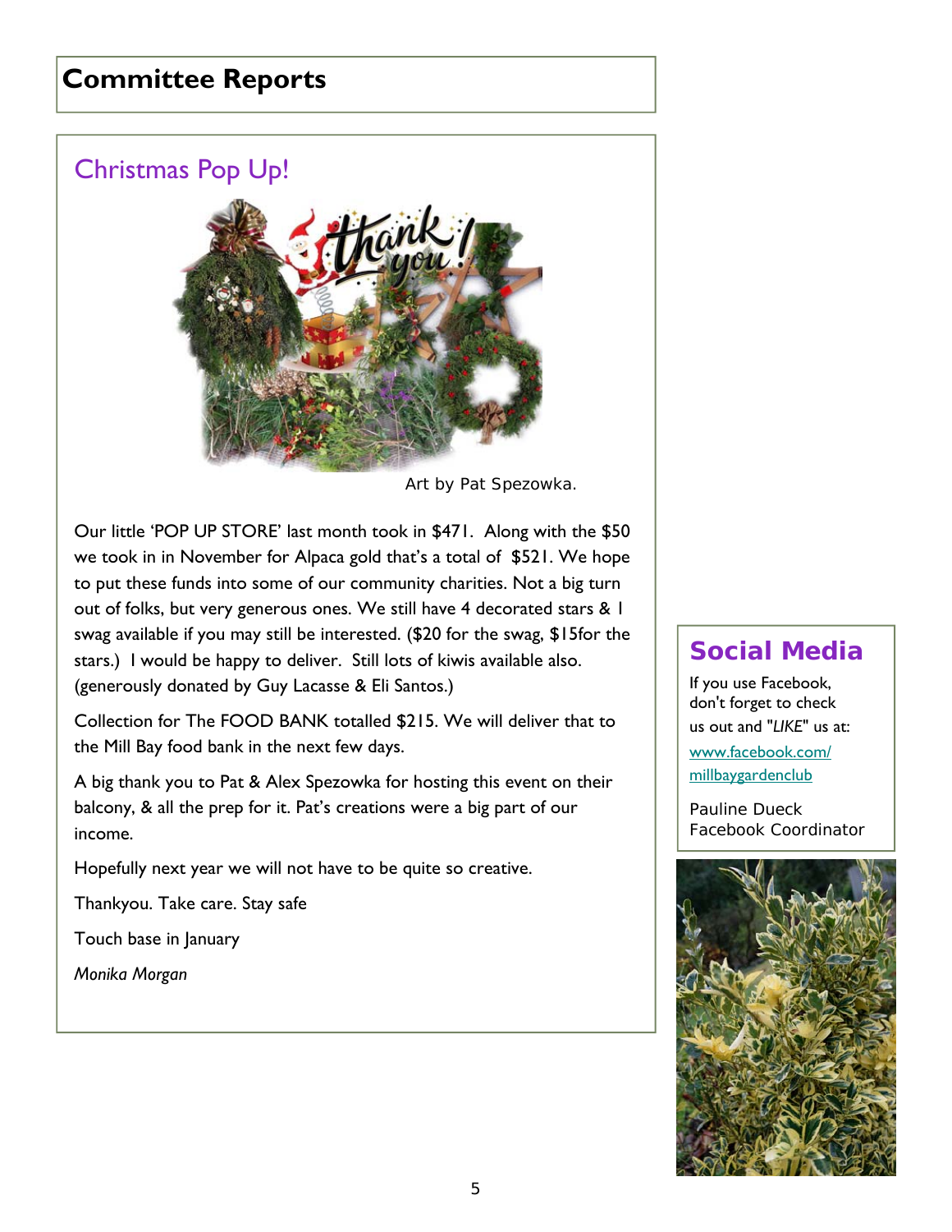# Committee Reports

## Christmas Pop Up!

Art by Pat Spezowka.

Our little 'POP UP STORE' last month took in $471. Along with the $50 we took in in November for Alpaca gold that's a total of $521. We hope to put these funds into some of our community charities. Not a big turn out of folks, but very generous ones. We still have 4 decorated stars & 1 swag available if you may still be interested. ($20 for the swag, $15for the stars.) I would be happy to deliver. Still lots of kiwis available also. (generously donated by Guy Lacasse & Eli Santos.)

Collection for The FOOD BANK totalled $215. We will deliver that to the Mill Bay food bank in the next few days.

A big thank you to Pat & Alex Spezowka for hosting this event on their balcony, & all the prep for it. Pat's creations were a big part of our income.

Hopefully next year we will not have to be quite so creative.

Thankyou. Take care. Stay safe

Touch base in January

*Monika Morgan*

## Social Media

If you use Facebook, don't forget to check us out and "*LIKE*" us at:

www.facebook.com/millbaygardenclub

Pauline Dueck
Facebook Coordinator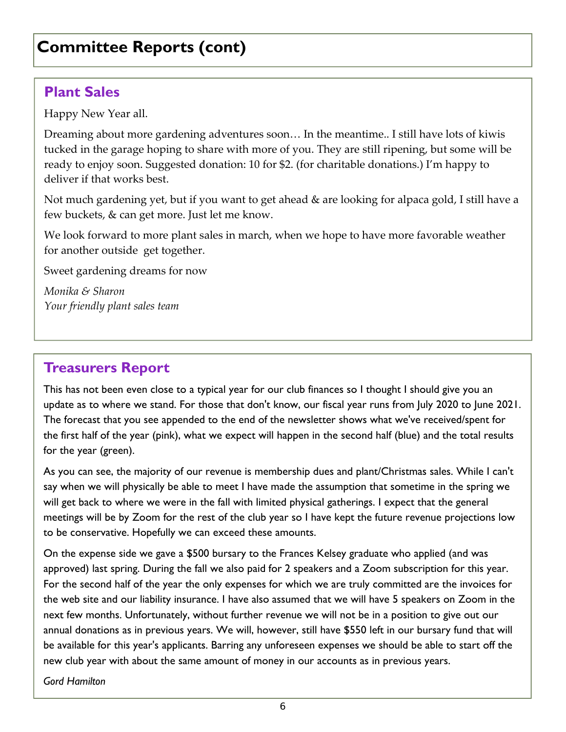# Committee Reports (cont)

## Plant Sales

Happy New Year all.

Dreaming about more gardening adventures soon… In the meantime.. I still have lots of kiwis tucked in the garage hoping to share with more of you. They are still ripening, but some will be ready to enjoy soon. Suggested donation: 10 for $2. (for charitable donations.) I'm happy to deliver if that works best.

Not much gardening yet, but if you want to get ahead & are looking for alpaca gold, I still have a few buckets, & can get more. Just let me know.

We look forward to more plant sales in march, when we hope to have more favorable weather for another outside get together.

Sweet gardening dreams for now

*Monika & Sharon*
*Your friendly plant sales team*

## Treasurers Report

This has not been even close to a typical year for our club finances so I thought I should give you an update as to where we stand. For those that don't know, our fiscal year runs from July 2020 to June 2021. The forecast that you see appended to the end of the newsletter shows what we've received/spent for the first half of the year (pink), what we expect will happen in the second half (blue) and the total results for the year (green).

As you can see, the majority of our revenue is membership dues and plant/Christmas sales. While I can't say when we will physically be able to meet I have made the assumption that sometime in the spring we will get back to where we were in the fall with limited physical gatherings. I expect that the general meetings will be by Zoom for the rest of the club year so I have kept the future revenue projections low to be conservative. Hopefully we can exceed these amounts.

On the expense side we gave a $500 bursary to the Frances Kelsey graduate who applied (and was approved) last spring. During the fall we also paid for 2 speakers and a Zoom subscription for this year. For the second half of the year the only expenses for which we are truly committed are the invoices for the web site and our liability insurance. I have also assumed that we will have 5 speakers on Zoom in the next few months. Unfortunately, without further revenue we will not be in a position to give out our annual donations as in previous years. We will, however, still have $550 left in our bursary fund that will be available for this year's applicants. Barring any unforeseen expenses we should be able to start off the new club year with about the same amount of money in our accounts as in previous years.

*Gord Hamilton*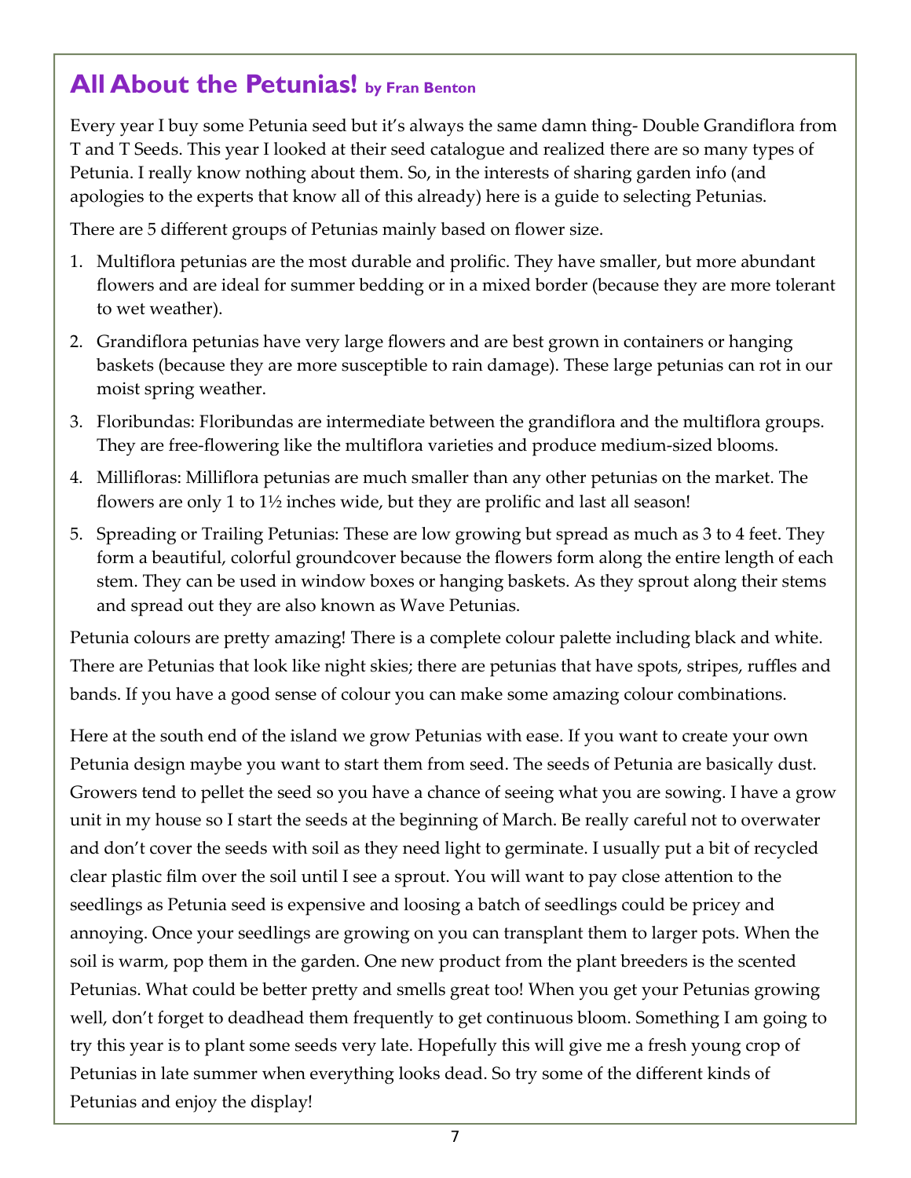## All About the Petunias! by Fran Benton

Every year I buy some Petunia seed but it's always the same damn thing- Double Grandiflora from T and T Seeds. This year I looked at their seed catalogue and realized there are so many types of Petunia. I really know nothing about them. So, in the interests of sharing garden info (and apologies to the experts that know all of this already) here is a guide to selecting Petunias.

There are 5 different groups of Petunias mainly based on flower size.

1. Multiflora petunias are the most durable and prolific. They have smaller, but more abundant flowers and are ideal for summer bedding or in a mixed border (because they are more tolerant to wet weather).
2. Grandiflora petunias have very large flowers and are best grown in containers or hanging baskets (because they are more susceptible to rain damage). These large petunias can rot in our moist spring weather.
3. Floribundas: Floribundas are intermediate between the grandiflora and the multiflora groups. They are free-flowering like the multiflora varieties and produce medium-sized blooms.
4. Millifloras: Milliflora petunias are much smaller than any other petunias on the market. The flowers are only 1 to 1½ inches wide, but they are prolific and last all season!
5. Spreading or Trailing Petunias: These are low growing but spread as much as 3 to 4 feet. They form a beautiful, colorful groundcover because the flowers form along the entire length of each stem. They can be used in window boxes or hanging baskets. As they sprout along their stems and spread out they are also known as Wave Petunias.

Petunia colours are pretty amazing! There is a complete colour palette including black and white. There are Petunias that look like night skies; there are petunias that have spots, stripes, ruffles and bands. If you have a good sense of colour you can make some amazing colour combinations.

Here at the south end of the island we grow Petunias with ease. If you want to create your own Petunia design maybe you want to start them from seed. The seeds of Petunia are basically dust. Growers tend to pellet the seed so you have a chance of seeing what you are sowing. I have a grow unit in my house so I start the seeds at the beginning of March. Be really careful not to overwater and don't cover the seeds with soil as they need light to germinate. I usually put a bit of recycled clear plastic film over the soil until I see a sprout. You will want to pay close attention to the seedlings as Petunia seed is expensive and loosing a batch of seedlings could be pricey and annoying. Once your seedlings are growing on you can transplant them to larger pots. When the soil is warm, pop them in the garden. One new product from the plant breeders is the scented Petunias. What could be better pretty and smells great too! When you get your Petunias growing well, don't forget to deadhead them frequently to get continuous bloom. Something I am going to try this year is to plant some seeds very late. Hopefully this will give me a fresh young crop of Petunias in late summer when everything looks dead. So try some of the different kinds of Petunias and enjoy the display!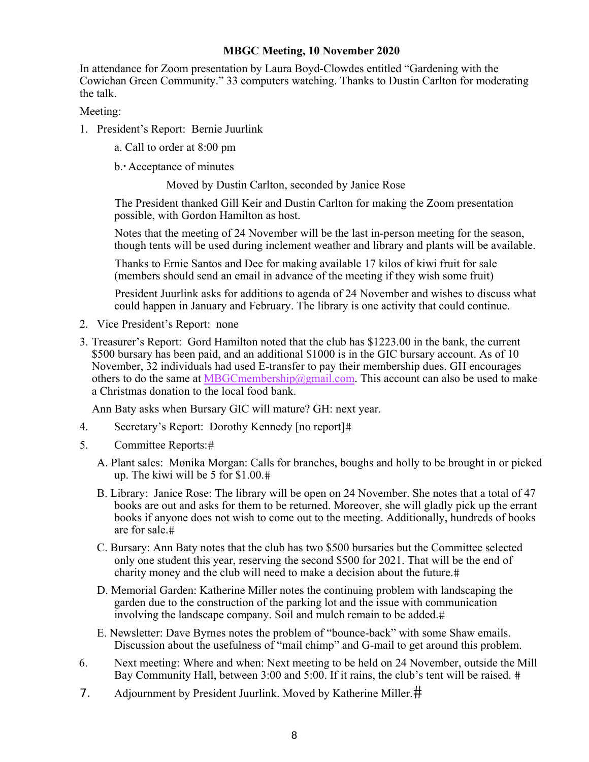**MBGC Meeting, 10 November 2020**

In attendance for Zoom presentation by Laura Boyd-Clowdes entitled "Gardening with the Cowichan Green Community." 33 computers watching. Thanks to Dustin Carlton for moderating the talk.

Meeting:

1. President's Report: Bernie Juurlink

   a. Call to order at 8:00 pm

   b.· Acceptance of minutes

   Moved by Dustin Carlton, seconded by Janice Rose

   The President thanked Gill Keir and Dustin Carlton for making the Zoom presentation possible, with Gordon Hamilton as host.

   Notes that the meeting of 24 November will be the last in-person meeting for the season, though tents will be used during inclement weather and library and plants will be available.

   Thanks to Ernie Santos and Dee for making available 17 kilos of kiwi fruit for sale (members should send an email in advance of the meeting if they wish some fruit)

   President Juurlink asks for additions to agenda of 24 November and wishes to discuss what could happen in January and February. The library is one activity that could continue.

2. Vice President's Report: none

3. Treasurer's Report: Gord Hamilton noted that the club has $1223.00 in the bank, the current $500 bursary has been paid, and an additional $1000 is in the GIC bursary account. As of 10 November, 32 individuals had used E-transfer to pay their membership dues. GH encourages others to do the same at MBGCmembership@gmail.com. This account can also be used to make a Christmas donation to the local food bank.

   Ann Baty asks when Bursary GIC will mature? GH: next year.

4. Secretary's Report: Dorothy Kennedy [no report]#

5. Committee Reports:#

   A. Plant sales: Monika Morgan: Calls for branches, boughs and holly to be brought in or picked up. The kiwi will be 5 for $1.00.#

   B. Library: Janice Rose: The library will be open on 24 November. She notes that a total of 47 books are out and asks for them to be returned. Moreover, she will gladly pick up the errant books if anyone does not wish to come out to the meeting. Additionally, hundreds of books are for sale.#

   C. Bursary: Ann Baty notes that the club has two $500 bursaries but the Committee selected only one student this year, reserving the second $500 for 2021. That will be the end of charity money and the club will need to make a decision about the future.#

   D. Memorial Garden: Katherine Miller notes the continuing problem with landscaping the garden due to the construction of the parking lot and the issue with communication involving the landscape company. Soil and mulch remain to be added.#

   E. Newsletter: Dave Byrnes notes the problem of "bounce-back" with some Shaw emails. Discussion about the usefulness of "mail chimp" and G-mail to get around this problem.

6. Next meeting: Where and when: Next meeting to be held on 24 November, outside the Mill Bay Community Hall, between 3:00 and 5:00. If it rains, the club's tent will be raised. #

7. Adjournment by President Juurlink. Moved by Katherine Miller.#